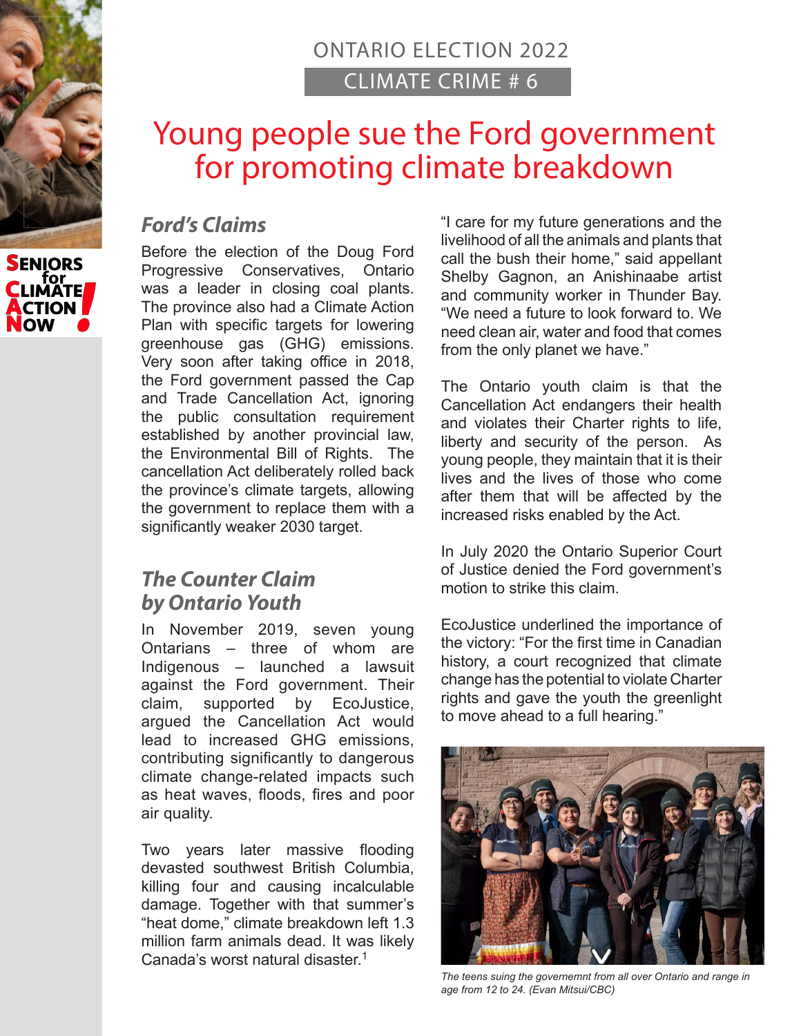ONTARIO ELECTION 2022

CLIMATE CRIME # 6

# Young people sue the Ford government for promoting climate breakdown

SENIORS for CLIMATE ACTION NOW!

## *Ford's Claims*

Before the election of the Doug Ford Progressive Conservatives, Ontario was a leader in closing coal plants. The province also had a Climate Action Plan with specific targets for lowering greenhouse gas (GHG) emissions. Very soon after taking office in 2018, the Ford government passed the Cap and Trade Cancellation Act, ignoring the public consultation requirement established by another provincial law, the Environmental Bill of Rights. The cancellation Act deliberately rolled back the province's climate targets, allowing the government to replace them with a significantly weaker 2030 target.

## *The Counter Claim by Ontario Youth*

In November 2019, seven young Ontarians – three of whom are Indigenous – launched a lawsuit against the Ford government. Their claim, supported by EcoJustice, argued the Cancellation Act would lead to increased GHG emissions, contributing significantly to dangerous climate change-related impacts such as heat waves, floods, fires and poor air quality.

Two years later massive flooding devasted southwest British Columbia, killing four and causing incalculable damage. Together with that summer's "heat dome," climate breakdown left 1.3 million farm animals dead. It was likely Canada's worst natural disaster.[1]

"I care for my future generations and the livelihood of all the animals and plants that call the bush their home," said appellant Shelby Gagnon, an Anishinaabe artist and community worker in Thunder Bay. "We need a future to look forward to. We need clean air, water and food that comes from the only planet we have."

The Ontario youth claim is that the Cancellation Act endangers their health and violates their Charter rights to life, liberty and security of the person. As young people, they maintain that it is their lives and the lives of those who come after them that will be affected by the increased risks enabled by the Act.

In July 2020 the Ontario Superior Court of Justice denied the Ford government's motion to strike this claim.

EcoJustice underlined the importance of the victory: "For the first time in Canadian history, a court recognized that climate change has the potential to violate Charter rights and gave the youth the greenlight to move ahead to a full hearing."

*The teens suing the governemnt from all over Ontario and range in age from 12 to 24. (Evan Mitsui/CBC)*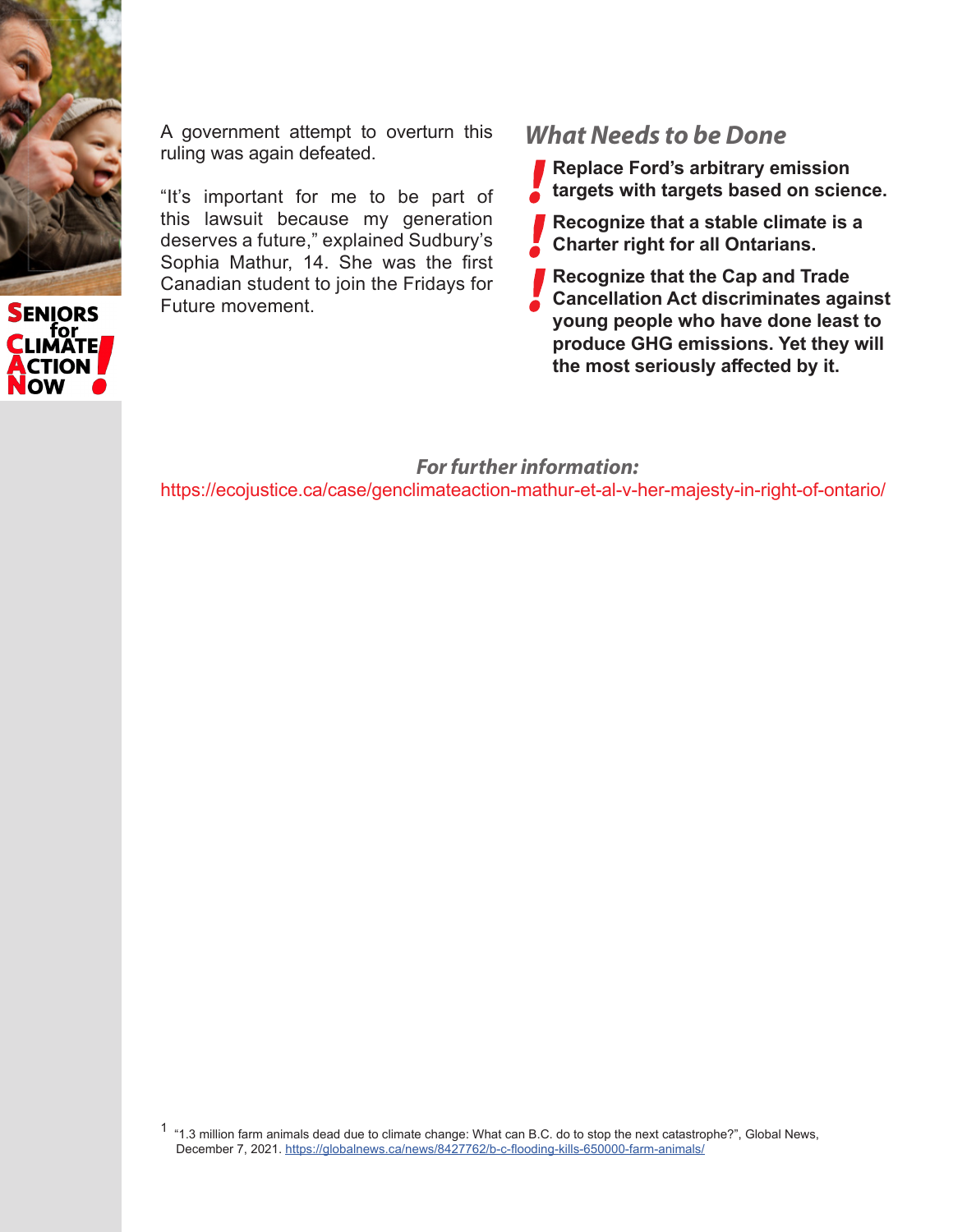A government attempt to overturn this ruling was again defeated.

"It's important for me to be part of this lawsuit because my generation deserves a future," explained Sudbury's Sophia Mathur, 14. She was the first Canadian student to join the Fridays for Future movement.

## *What Needs to be Done*

- **Replace Ford's arbitrary emission targets with targets based on science.**
- **Recognize that a stable climate is a Charter right for all Ontarians.**
- **Recognize that the Cap and Trade Cancellation Act discriminates against young people who have done least to produce GHG emissions. Yet they will the most seriously affected by it.**

***For further information:***

https://ecojustice.ca/case/genclimateaction-mathur-et-al-v-her-majesty-in-right-of-ontario/

[1] "1.3 million farm animals dead due to climate change: What can B.C. do to stop the next catastrophe?", Global News, December 7, 2021. https://globalnews.ca/news/8427762/b-c-flooding-kills-650000-farm-animals/